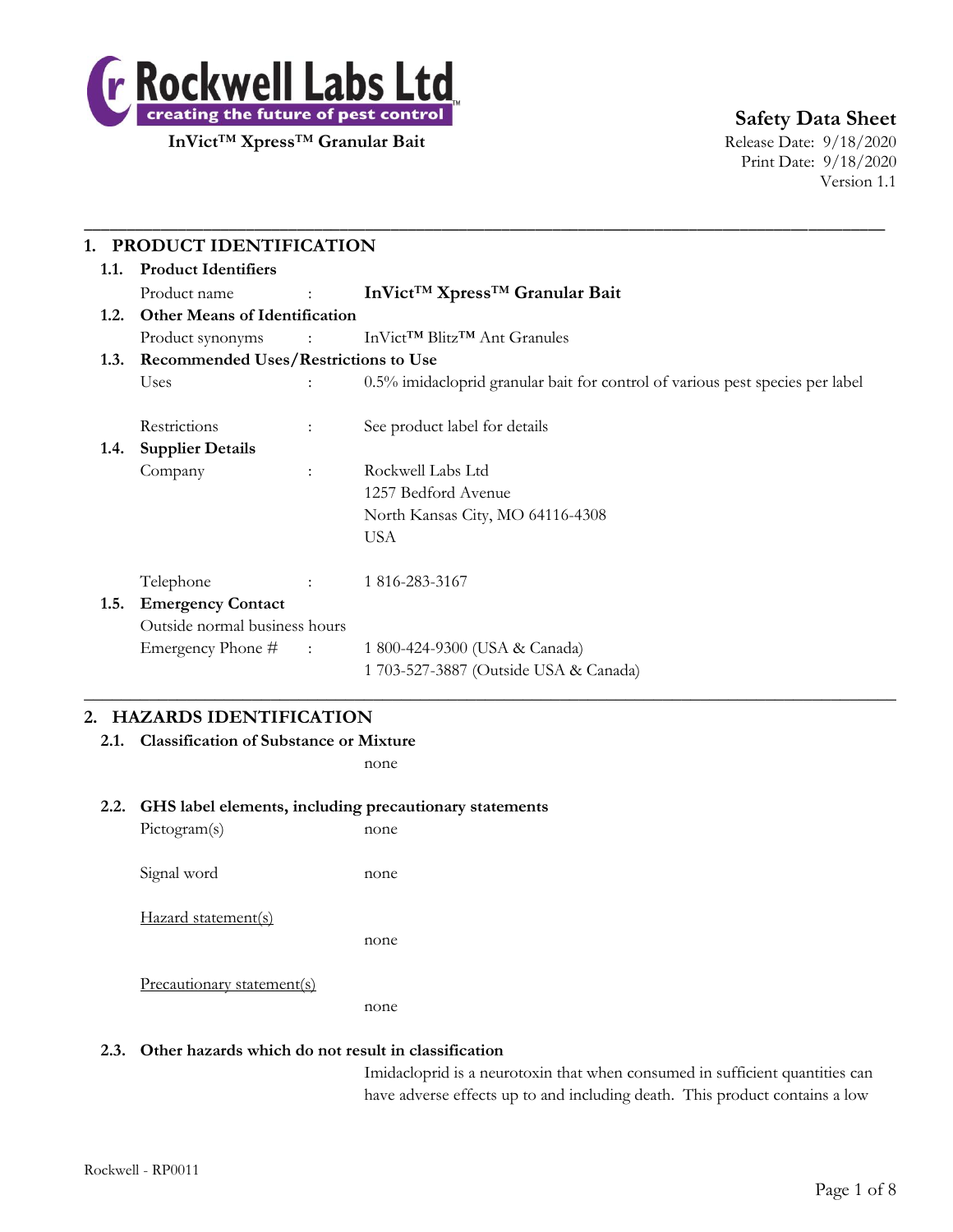**Rockwell Labs Ltd**
**creating the future of pest control**

**InVict™ Xpress™ Granular Bait**

**Safety Data Sheet**
Release Date: 9/18/2020
Print Date: 9/18/2020
Version 1.1

---

## 1. PRODUCT IDENTIFICATION

**1.1. Product Identifiers**

Product name : **InVict™ Xpress™ Granular Bait**

**1.2. Other Means of Identification**

Product synonyms : InVict™ Blitz™ Ant Granules

**1.3. Recommended Uses/Restrictions to Use**

Uses : 0.5% imidacloprid granular bait for control of various pest species per label

Restrictions : See product label for details

**1.4. Supplier Details**

Company : Rockwell Labs Ltd
1257 Bedford Avenue
North Kansas City, MO 64116-4308
USA

Telephone : 1 816-283-3167

**1.5. Emergency Contact**

Outside normal business hours

Emergency Phone # : 1 800-424-9300 (USA & Canada)
1 703-527-3887 (Outside USA & Canada)

---

## 2. HAZARDS IDENTIFICATION

**2.1. Classification of Substance or Mixture**

none

**2.2. GHS label elements, including precautionary statements**

Pictogram(s) none

Signal word none

Hazard statement(s)

none

Precautionary statement(s)

none

**2.3. Other hazards which do not result in classification**

Imidacloprid is a neurotoxin that when consumed in sufficient quantities can have adverse effects up to and including death. This product contains a low

Rockwell - RP0011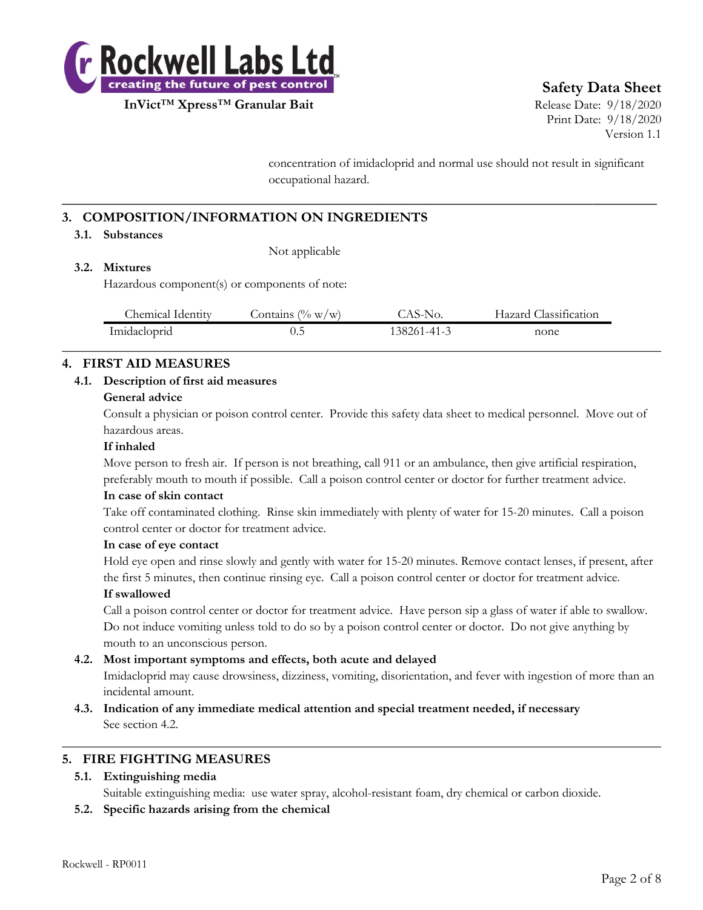concentration of imidacloprid and normal use should not result in significant occupational hazard.

## 3. COMPOSITION/INFORMATION ON INGREDIENTS

### 3.1. Substances

Not applicable

### 3.2. Mixtures

Hazardous component(s) or components of note:

| Chemical Identity | Contains (% w/w) | CAS-No. | Hazard Classification |
|---|---|---|---|
| Imidacloprid | 0.5 | 138261-41-3 | none |

## 4. FIRST AID MEASURES

### 4.1. Description of first aid measures

**General advice**

Consult a physician or poison control center. Provide this safety data sheet to medical personnel. Move out of hazardous areas.

**If inhaled**

Move person to fresh air. If person is not breathing, call 911 or an ambulance, then give artificial respiration, preferably mouth to mouth if possible. Call a poison control center or doctor for further treatment advice.

**In case of skin contact**

Take off contaminated clothing. Rinse skin immediately with plenty of water for 15-20 minutes. Call a poison control center or doctor for treatment advice.

**In case of eye contact**

Hold eye open and rinse slowly and gently with water for 15-20 minutes. Remove contact lenses, if present, after the first 5 minutes, then continue rinsing eye. Call a poison control center or doctor for treatment advice.

**If swallowed**

Call a poison control center or doctor for treatment advice. Have person sip a glass of water if able to swallow. Do not induce vomiting unless told to do so by a poison control center or doctor. Do not give anything by mouth to an unconscious person.

### 4.2. Most important symptoms and effects, both acute and delayed

Imidacloprid may cause drowsiness, dizziness, vomiting, disorientation, and fever with ingestion of more than an incidental amount.

### 4.3. Indication of any immediate medical attention and special treatment needed, if necessary

See section 4.2.

## 5. FIRE FIGHTING MEASURES

### 5.1. Extinguishing media

Suitable extinguishing media: use water spray, alcohol-resistant foam, dry chemical or carbon dioxide.

### 5.2. Specific hazards arising from the chemical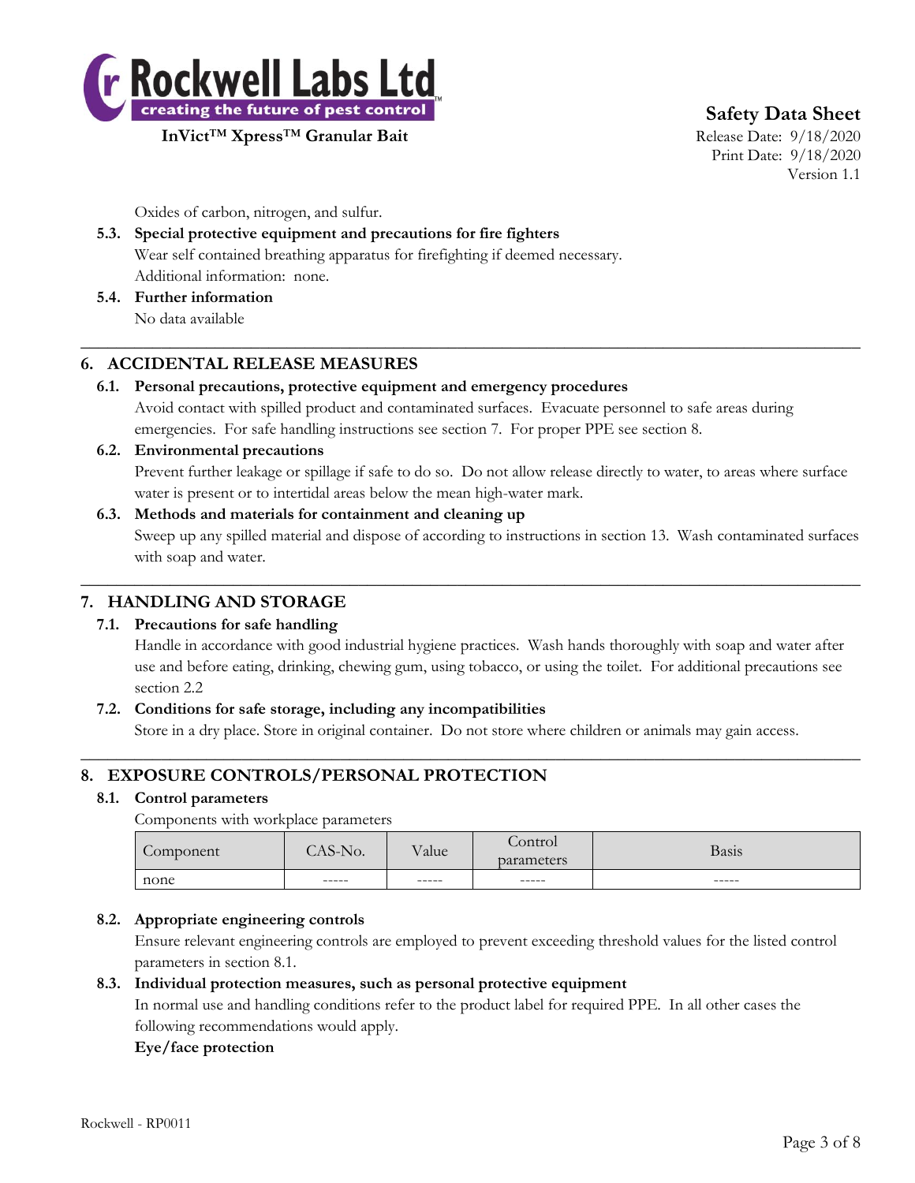Oxides of carbon, nitrogen, and sulfur.

**5.3. Special protective equipment and precautions for fire fighters**

Wear self contained breathing apparatus for firefighting if deemed necessary.
Additional information: none.

**5.4. Further information**

No data available

## 6. ACCIDENTAL RELEASE MEASURES

**6.1. Personal precautions, protective equipment and emergency procedures**

Avoid contact with spilled product and contaminated surfaces. Evacuate personnel to safe areas during emergencies. For safe handling instructions see section 7. For proper PPE see section 8.

**6.2. Environmental precautions**

Prevent further leakage or spillage if safe to do so. Do not allow release directly to water, to areas where surface water is present or to intertidal areas below the mean high-water mark.

**6.3. Methods and materials for containment and cleaning up**

Sweep up any spilled material and dispose of according to instructions in section 13. Wash contaminated surfaces with soap and water.

## 7. HANDLING AND STORAGE

**7.1. Precautions for safe handling**

Handle in accordance with good industrial hygiene practices. Wash hands thoroughly with soap and water after use and before eating, drinking, chewing gum, using tobacco, or using the toilet. For additional precautions see section 2.2

**7.2. Conditions for safe storage, including any incompatibilities**

Store in a dry place. Store in original container. Do not store where children or animals may gain access.

## 8. EXPOSURE CONTROLS/PERSONAL PROTECTION

**8.1. Control parameters**

Components with workplace parameters

| Component | CAS-No. | Value | Control parameters | Basis |
|---|---|---|---|---|
| none | ----- | ----- | ----- | ----- |

**8.2. Appropriate engineering controls**

Ensure relevant engineering controls are employed to prevent exceeding threshold values for the listed control parameters in section 8.1.

**8.3. Individual protection measures, such as personal protective equipment**

In normal use and handling conditions refer to the product label for required PPE. In all other cases the following recommendations would apply.

**Eye/face protection**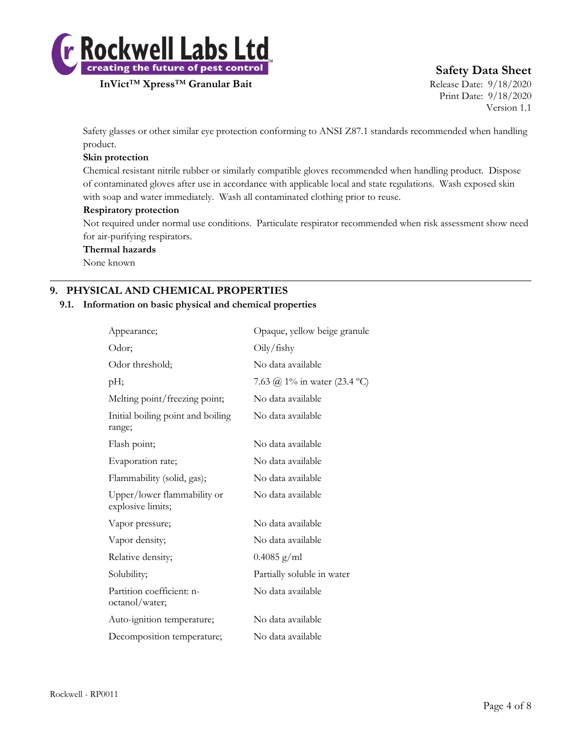Safety glasses or other similar eye protection conforming to ANSI Z87.1 standards recommended when handling product.

**Skin protection**

Chemical resistant nitrile rubber or similarly compatible gloves recommended when handling product. Dispose of contaminated gloves after use in accordance with applicable local and state regulations. Wash exposed skin with soap and water immediately. Wash all contaminated clothing prior to reuse.

**Respiratory protection**

Not required under normal use conditions. Particulate respirator recommended when risk assessment show need for air-purifying respirators.

**Thermal hazards**

None known

## 9. PHYSICAL AND CHEMICAL PROPERTIES

### 9.1. Information on basic physical and chemical properties

| | |
|---|---|
| Appearance; | Opaque, yellow beige granule |
| Odor; | Oily/fishy |
| Odor threshold; | No data available |
| pH; | 7.63 @ 1% in water (23.4 ºC) |
| Melting point/freezing point; | No data available |
| Initial boiling point and boiling range; | No data available |
| Flash point; | No data available |
| Evaporation rate; | No data available |
| Flammability (solid, gas); | No data available |
| Upper/lower flammability or explosive limits; | No data available |
| Vapor pressure; | No data available |
| Vapor density; | No data available |
| Relative density; | 0.4085 g/ml |
| Solubility; | Partially soluble in water |
| Partition coefficient: n-octanol/water; | No data available |
| Auto-ignition temperature; | No data available |
| Decomposition temperature; | No data available |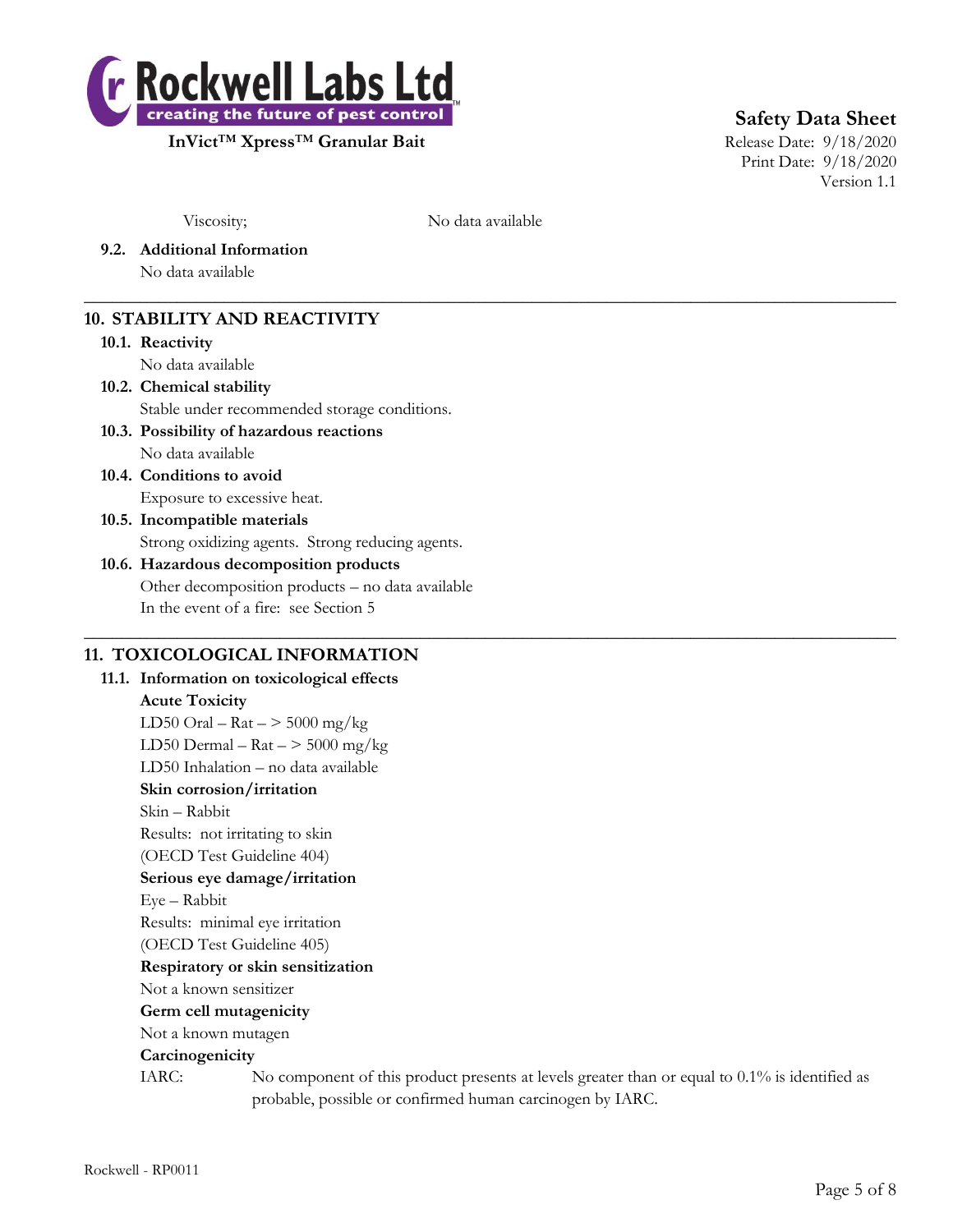Viscosity; No data available

**9.2. Additional Information**

No data available

## 10. STABILITY AND REACTIVITY

**10.1. Reactivity**

No data available

**10.2. Chemical stability**

Stable under recommended storage conditions.

**10.3. Possibility of hazardous reactions**

No data available

**10.4. Conditions to avoid**

Exposure to excessive heat.

**10.5. Incompatible materials**

Strong oxidizing agents. Strong reducing agents.

**10.6. Hazardous decomposition products**

Other decomposition products – no data available

In the event of a fire: see Section 5

## 11. TOXICOLOGICAL INFORMATION

**11.1. Information on toxicological effects**

**Acute Toxicity**

LD50 Oral – Rat – > 5000 mg/kg

LD50 Dermal – Rat – > 5000 mg/kg

LD50 Inhalation – no data available

**Skin corrosion/irritation**

Skin – Rabbit

Results: not irritating to skin

(OECD Test Guideline 404)

**Serious eye damage/irritation**

Eye – Rabbit

Results: minimal eye irritation

(OECD Test Guideline 405)

**Respiratory or skin sensitization**

Not a known sensitizer

**Germ cell mutagenicity**

Not a known mutagen

**Carcinogenicity**

IARC: No component of this product presents at levels greater than or equal to 0.1% is identified as probable, possible or confirmed human carcinogen by IARC.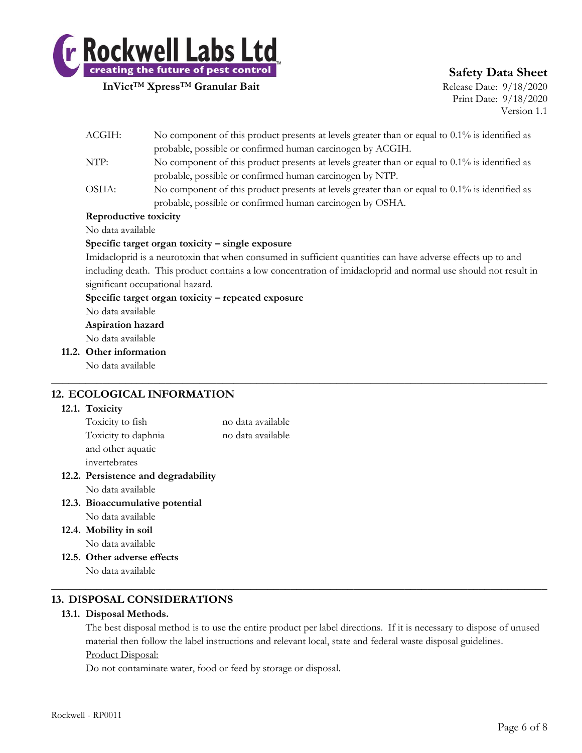| | |
|---|---|
| ACGIH: | No component of this product presents at levels greater than or equal to 0.1% is identified as probable, possible or confirmed human carcinogen by ACGIH. |
| NTP: | No component of this product presents at levels greater than or equal to 0.1% is identified as probable, possible or confirmed human carcinogen by NTP. |
| OSHA: | No component of this product presents at levels greater than or equal to 0.1% is identified as probable, possible or confirmed human carcinogen by OSHA. |

**Reproductive toxicity**

No data available

**Specific target organ toxicity – single exposure**

Imidacloprid is a neurotoxin that when consumed in sufficient quantities can have adverse effects up to and including death. This product contains a low concentration of imidacloprid and normal use should not result in significant occupational hazard.

**Specific target organ toxicity – repeated exposure**

No data available

**Aspiration hazard**

No data available

### 11.2. Other information

No data available

## 12. ECOLOGICAL INFORMATION

### 12.1. Toxicity

| | |
|---|---|
| Toxicity to fish | no data available |
| Toxicity to daphnia and other aquatic invertebrates | no data available |

### 12.2. Persistence and degradability

No data available

### 12.3. Bioaccumulative potential

No data available

### 12.4. Mobility in soil

No data available

### 12.5. Other adverse effects

No data available

## 13. DISPOSAL CONSIDERATIONS

### 13.1. Disposal Methods.

The best disposal method is to use the entire product per label directions. If it is necessary to dispose of unused material then follow the label instructions and relevant local, state and federal waste disposal guidelines.

Product Disposal:

Do not contaminate water, food or feed by storage or disposal.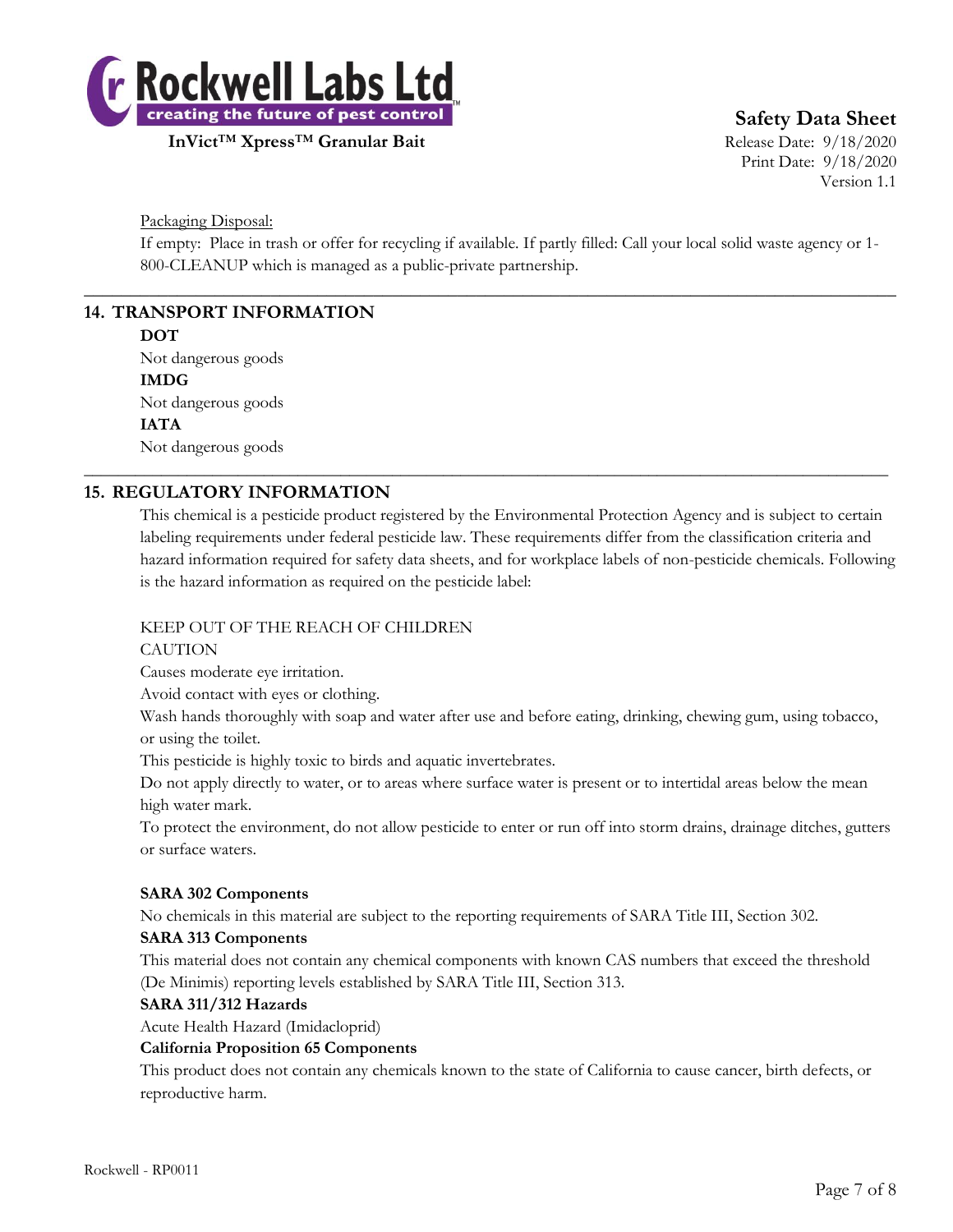Packaging Disposal:

If empty: Place in trash or offer for recycling if available. If partly filled: Call your local solid waste agency or 1-800-CLEANUP which is managed as a public-private partnership.

---

## 14. TRANSPORT INFORMATION

**DOT**

Not dangerous goods

**IMDG**

Not dangerous goods

**IATA**

Not dangerous goods

---

## 15. REGULATORY INFORMATION

This chemical is a pesticide product registered by the Environmental Protection Agency and is subject to certain labeling requirements under federal pesticide law. These requirements differ from the classification criteria and hazard information required for safety data sheets, and for workplace labels of non-pesticide chemicals. Following is the hazard information as required on the pesticide label:

KEEP OUT OF THE REACH OF CHILDREN

CAUTION

Causes moderate eye irritation.

Avoid contact with eyes or clothing.

Wash hands thoroughly with soap and water after use and before eating, drinking, chewing gum, using tobacco, or using the toilet.

This pesticide is highly toxic to birds and aquatic invertebrates.

Do not apply directly to water, or to areas where surface water is present or to intertidal areas below the mean high water mark.

To protect the environment, do not allow pesticide to enter or run off into storm drains, drainage ditches, gutters or surface waters.

**SARA 302 Components**

No chemicals in this material are subject to the reporting requirements of SARA Title III, Section 302.

**SARA 313 Components**

This material does not contain any chemical components with known CAS numbers that exceed the threshold (De Minimis) reporting levels established by SARA Title III, Section 313.

**SARA 311/312 Hazards**

Acute Health Hazard (Imidacloprid)

**California Proposition 65 Components**

This product does not contain any chemicals known to the state of California to cause cancer, birth defects, or reproductive harm.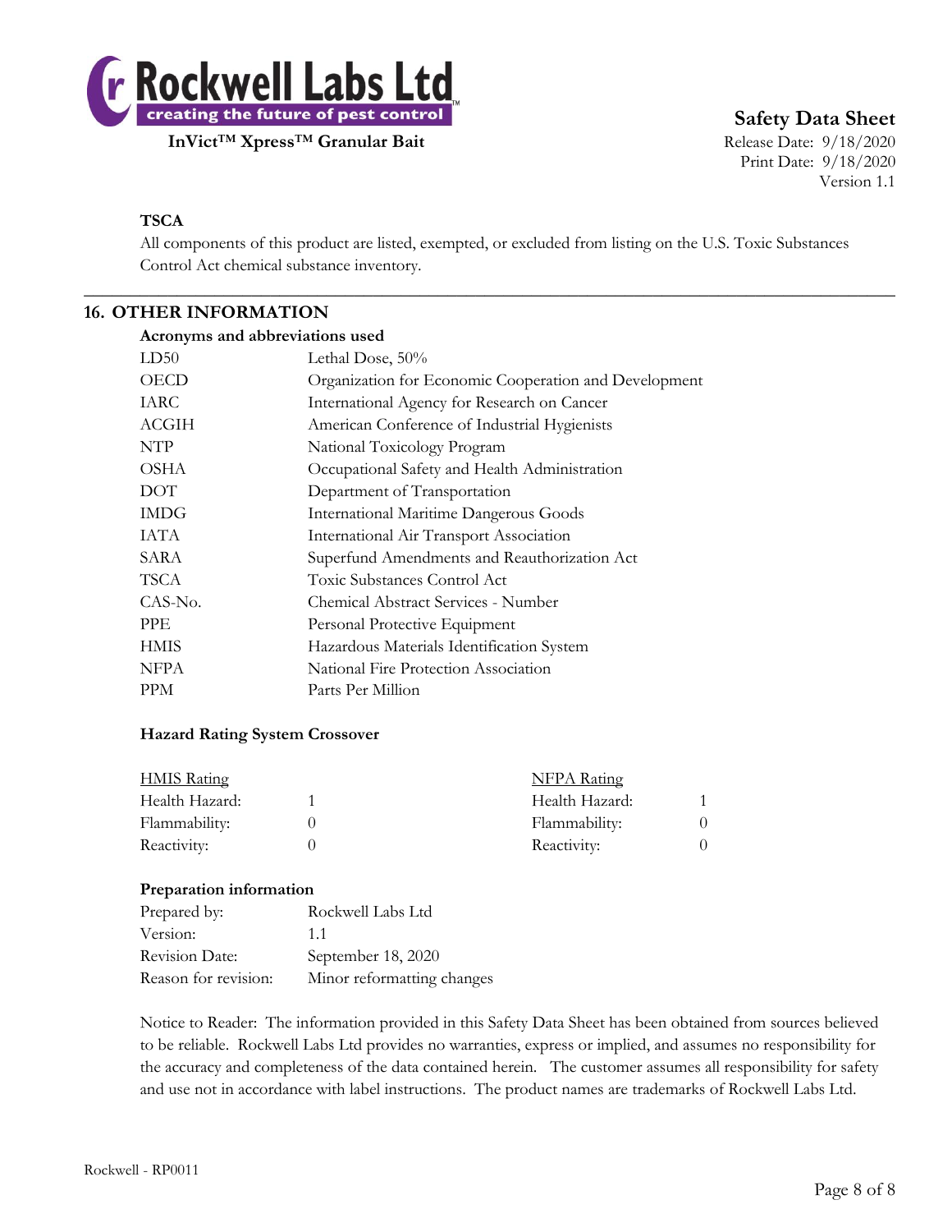### TSCA

All components of this product are listed, exempted, or excluded from listing on the U.S. Toxic Substances Control Act chemical substance inventory.

---

## 16. OTHER INFORMATION

**Acronyms and abbreviations used**

| | |
|---|---|
| LD50 | Lethal Dose, 50% |
| OECD | Organization for Economic Cooperation and Development |
| IARC | International Agency for Research on Cancer |
| ACGIH | American Conference of Industrial Hygienists |
| NTP | National Toxicology Program |
| OSHA | Occupational Safety and Health Administration |
| DOT | Department of Transportation |
| IMDG | International Maritime Dangerous Goods |
| IATA | International Air Transport Association |
| SARA | Superfund Amendments and Reauthorization Act |
| TSCA | Toxic Substances Control Act |
| CAS-No. | Chemical Abstract Services - Number |
| PPE | Personal Protective Equipment |
| HMIS | Hazardous Materials Identification System |
| NFPA | National Fire Protection Association |
| PPM | Parts Per Million |

**Hazard Rating System Crossover**

| HMIS Rating | | NFPA Rating | |
|---|---|---|---|
| Health Hazard: | 1 | Health Hazard: | 1 |
| Flammability: | 0 | Flammability: | 0 |
| Reactivity: | 0 | Reactivity: | 0 |

**Preparation information**

| | |
|---|---|
| Prepared by: | Rockwell Labs Ltd |
| Version: | 1.1 |
| Revision Date: | September 18, 2020 |
| Reason for revision: | Minor reformatting changes |

Notice to Reader: The information provided in this Safety Data Sheet has been obtained from sources believed to be reliable. Rockwell Labs Ltd provides no warranties, express or implied, and assumes no responsibility for the accuracy and completeness of the data contained herein. The customer assumes all responsibility for safety and use not in accordance with label instructions. The product names are trademarks of Rockwell Labs Ltd.